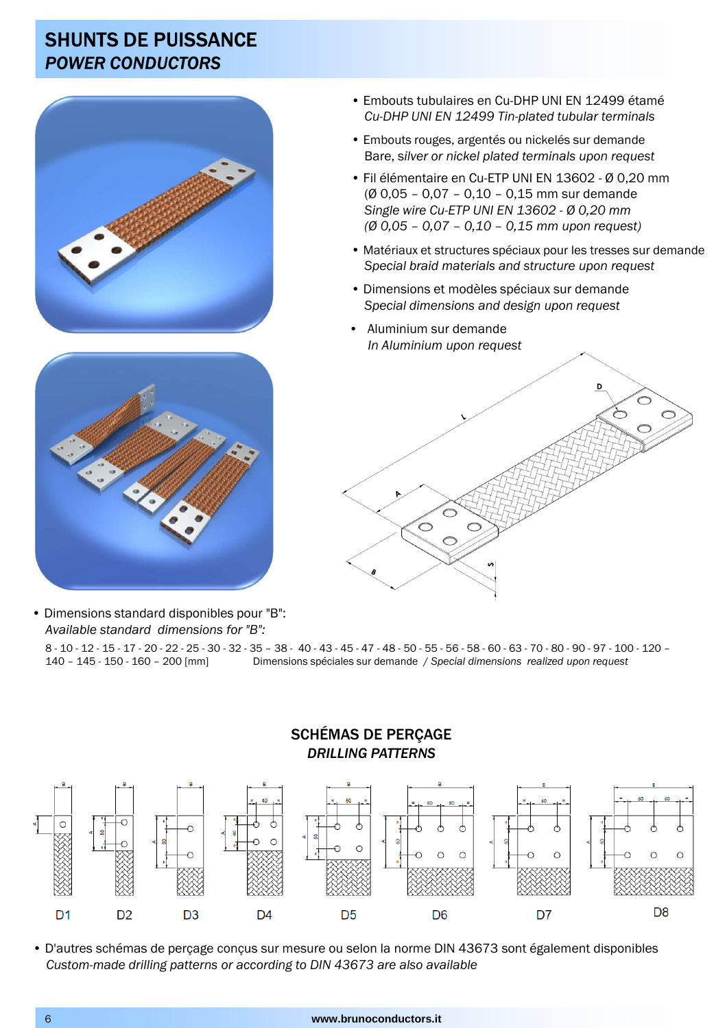# SHUNTS DE PUISSANCE
## *POWER CONDUCTORS*

- Embouts tubulaires en Cu-DHP UNI EN 12499 étamé
  *Cu-DHP UNI EN 12499 Tin-plated tubular terminals*
- Embouts rouges, argentés ou nickelés sur demande
  Bare, *silver or nickel plated terminals upon request*
- Fil élémentaire en Cu-ETP UNI EN 13602 - Ø 0,20 mm
  (Ø 0,05 – 0,07 – 0,10 – 0,15 mm sur demande
  *Single wire Cu-ETP UNI EN 13602 - Ø 0,20 mm*
  *(Ø 0,05 – 0,07 – 0,10 – 0,15 mm upon request)*
- Matériaux et structures spéciaux pour les tresses sur demande
  *Special braid materials and structure upon request*
- Dimensions et modèles spéciaux sur demande
  *Special dimensions and design upon request*
- Aluminium sur demande
  *In Aluminium upon request*

- Dimensions standard disponibles pour "B":
  *Available standard dimensions for "B":*

8 - 10 - 12 - 15 - 17 - 20 - 22 - 25 - 30 - 32 - 35 – 38 - 40 - 43 - 45 - 47 - 48 - 50 - 55 - 56 - 58 - 60 - 63 - 70 - 80 - 90 - 97 - 100 - 120 – 140 – 145 - 150 - 160 – 200 [mm] Dimensions spéciales sur demande / *Special dimensions realized upon request*

## SCHÉMAS DE PERÇAGE
### *DRILLING PATTERNS*

D1 D2 D3 D4 D5 D6 D7 D8

- D'autres schémas de perçage conçus sur mesure ou selon la norme DIN 43673 sont également disponibles
  *Custom-made drilling patterns or according to DIN 43673 are also available*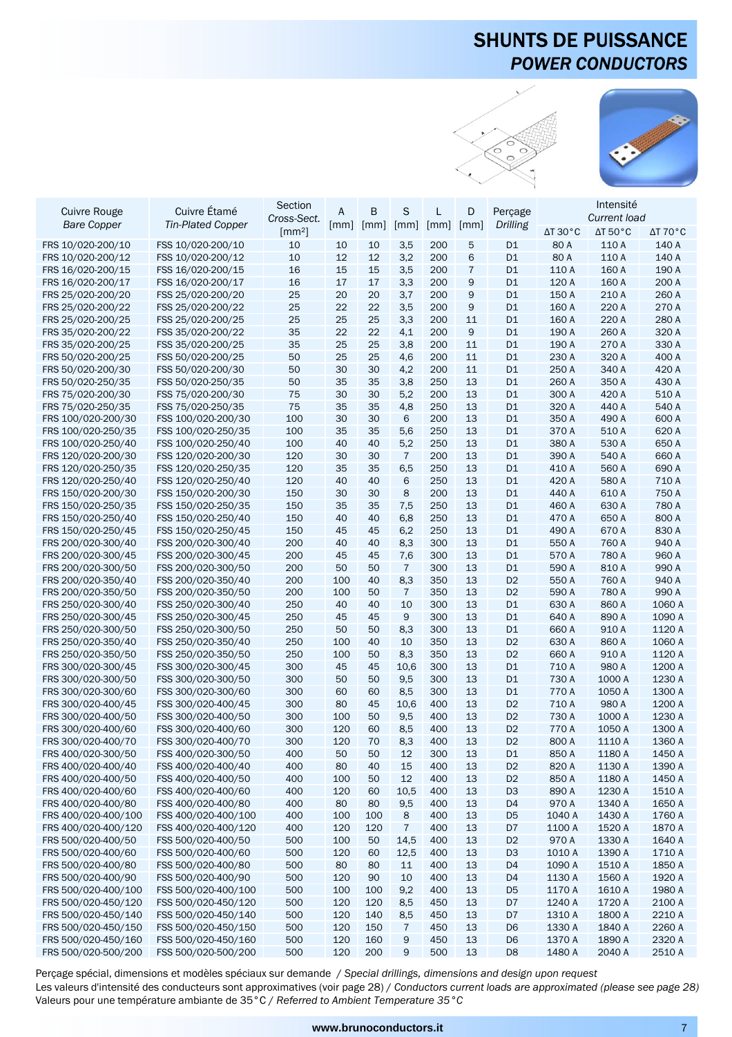# SHUNTS DE PUISSANCE
## *POWER CONDUCTORS*

| Cuivre Rouge *Bare Copper* | Cuivre Étamé *Tin-Plated Copper* | Section *Cross-Sect.* [mm²] | A [mm] | B [mm] | S [mm] | L [mm] | D [mm] | Perçage *Drilling* | Intensité *Current load* ΔT 30°C | ΔT 50°C | ΔT 70°C |
|---|---|---|---|---|---|---|---|---|---|---|---|
| FRS 10/020-200/10 | FSS 10/020-200/10 | 10 | 10 | 10 | 3,5 | 200 | 5 | D1 | 80 A | 110 A | 140 A |
| FRS 10/020-200/12 | FSS 10/020-200/12 | 10 | 12 | 12 | 3,2 | 200 | 6 | D1 | 80 A | 110 A | 140 A |
| FRS 16/020-200/15 | FSS 16/020-200/15 | 16 | 15 | 15 | 3,5 | 200 | 7 | D1 | 110 A | 160 A | 190 A |
| FRS 16/020-200/17 | FSS 16/020-200/17 | 16 | 17 | 17 | 3,3 | 200 | 9 | D1 | 120 A | 160 A | 200 A |
| FRS 25/020-200/20 | FSS 25/020-200/20 | 25 | 20 | 20 | 3,7 | 200 | 9 | D1 | 150 A | 210 A | 260 A |
| FRS 25/020-200/22 | FSS 25/020-200/22 | 25 | 22 | 22 | 3,5 | 200 | 9 | D1 | 160 A | 220 A | 270 A |
| FRS 25/020-200/25 | FSS 25/020-200/25 | 25 | 25 | 25 | 3,3 | 200 | 11 | D1 | 160 A | 220 A | 280 A |
| FRS 35/020-200/22 | FSS 35/020-200/22 | 35 | 22 | 22 | 4,1 | 200 | 9 | D1 | 190 A | 260 A | 320 A |
| FRS 35/020-200/25 | FSS 35/020-200/25 | 35 | 25 | 25 | 3,8 | 200 | 11 | D1 | 190 A | 270 A | 330 A |
| FRS 50/020-200/25 | FSS 50/020-200/25 | 50 | 25 | 25 | 4,6 | 200 | 11 | D1 | 230 A | 320 A | 400 A |
| FRS 50/020-200/30 | FSS 50/020-200/30 | 50 | 30 | 30 | 4,2 | 200 | 11 | D1 | 250 A | 340 A | 420 A |
| FRS 50/020-250/35 | FSS 50/020-250/35 | 50 | 35 | 35 | 3,8 | 250 | 13 | D1 | 260 A | 350 A | 430 A |
| FRS 75/020-200/30 | FSS 75/020-200/30 | 75 | 30 | 30 | 5,2 | 200 | 13 | D1 | 300 A | 420 A | 510 A |
| FRS 75/020-250/35 | FSS 75/020-250/35 | 75 | 35 | 35 | 4,8 | 250 | 13 | D1 | 320 A | 440 A | 540 A |
| FRS 100/020-200/30 | FSS 100/020-200/30 | 100 | 30 | 30 | 6 | 200 | 13 | D1 | 350 A | 490 A | 600 A |
| FRS 100/020-250/35 | FSS 100/020-250/35 | 100 | 35 | 35 | 5,6 | 250 | 13 | D1 | 370 A | 510 A | 620 A |
| FRS 100/020-250/40 | FSS 100/020-250/40 | 100 | 40 | 40 | 5,2 | 250 | 13 | D1 | 380 A | 530 A | 650 A |
| FRS 120/020-200/30 | FSS 120/020-200/30 | 120 | 30 | 30 | 7 | 200 | 13 | D1 | 390 A | 540 A | 660 A |
| FRS 120/020-250/35 | FSS 120/020-250/35 | 120 | 35 | 35 | 6,5 | 250 | 13 | D1 | 410 A | 560 A | 690 A |
| FRS 120/020-250/40 | FSS 120/020-250/40 | 120 | 40 | 40 | 6 | 250 | 13 | D1 | 420 A | 580 A | 710 A |
| FRS 150/020-200/30 | FSS 150/020-200/30 | 150 | 30 | 30 | 8 | 200 | 13 | D1 | 440 A | 610 A | 750 A |
| FRS 150/020-250/35 | FSS 150/020-250/35 | 150 | 35 | 35 | 7,5 | 250 | 13 | D1 | 460 A | 630 A | 780 A |
| FRS 150/020-250/40 | FSS 150/020-250/40 | 150 | 40 | 40 | 6,8 | 250 | 13 | D1 | 470 A | 650 A | 800 A |
| FRS 150/020-250/45 | FSS 150/020-250/45 | 150 | 45 | 45 | 6,2 | 250 | 13 | D1 | 490 A | 670 A | 830 A |
| FRS 200/020-300/40 | FSS 200/020-300/40 | 200 | 40 | 40 | 8,3 | 300 | 13 | D1 | 550 A | 760 A | 940 A |
| FRS 200/020-300/45 | FSS 200/020-300/45 | 200 | 45 | 45 | 7,6 | 300 | 13 | D1 | 570 A | 780 A | 960 A |
| FRS 200/020-300/50 | FSS 200/020-300/50 | 200 | 50 | 50 | 7 | 300 | 13 | D1 | 590 A | 810 A | 990 A |
| FRS 200/020-350/40 | FSS 200/020-350/40 | 200 | 100 | 40 | 8,3 | 350 | 13 | D2 | 550 A | 760 A | 940 A |
| FRS 200/020-350/50 | FSS 200/020-350/50 | 200 | 100 | 50 | 7 | 350 | 13 | D2 | 590 A | 780 A | 990 A |
| FRS 250/020-300/40 | FSS 250/020-300/40 | 250 | 40 | 40 | 10 | 300 | 13 | D1 | 630 A | 860 A | 1060 A |
| FRS 250/020-300/45 | FSS 250/020-300/45 | 250 | 45 | 45 | 9 | 300 | 13 | D1 | 640 A | 890 A | 1090 A |
| FRS 250/020-300/50 | FSS 250/020-300/50 | 250 | 50 | 50 | 8,3 | 300 | 13 | D1 | 660 A | 910 A | 1120 A |
| FRS 250/020-350/40 | FSS 250/020-350/40 | 250 | 100 | 40 | 10 | 350 | 13 | D2 | 630 A | 860 A | 1060 A |
| FRS 250/020-350/50 | FSS 250/020-350/50 | 250 | 100 | 50 | 8,3 | 350 | 13 | D2 | 660 A | 910 A | 1120 A |
| FRS 300/020-300/45 | FSS 300/020-300/45 | 300 | 45 | 45 | 10,6 | 300 | 13 | D1 | 710 A | 980 A | 1200 A |
| FRS 300/020-300/50 | FSS 300/020-300/50 | 300 | 50 | 50 | 9,5 | 300 | 13 | D1 | 730 A | 1000 A | 1230 A |
| FRS 300/020-300/60 | FSS 300/020-300/60 | 300 | 60 | 60 | 8,5 | 300 | 13 | D1 | 770 A | 1050 A | 1300 A |
| FRS 300/020-400/45 | FSS 300/020-400/45 | 300 | 80 | 45 | 10,6 | 400 | 13 | D2 | 710 A | 980 A | 1200 A |
| FRS 300/020-400/50 | FSS 300/020-400/50 | 300 | 100 | 50 | 9,5 | 400 | 13 | D2 | 730 A | 1000 A | 1230 A |
| FRS 300/020-400/60 | FSS 300/020-400/60 | 300 | 120 | 60 | 8,5 | 400 | 13 | D2 | 770 A | 1050 A | 1300 A |
| FRS 300/020-400/70 | FSS 300/020-400/70 | 300 | 120 | 70 | 8,3 | 400 | 13 | D2 | 800 A | 1110 A | 1360 A |
| FRS 400/020-300/50 | FSS 400/020-300/50 | 400 | 50 | 50 | 12 | 300 | 13 | D1 | 850 A | 1180 A | 1450 A |
| FRS 400/020-400/40 | FSS 400/020-400/40 | 400 | 80 | 40 | 15 | 400 | 13 | D2 | 820 A | 1130 A | 1390 A |
| FRS 400/020-400/50 | FSS 400/020-400/50 | 400 | 100 | 50 | 12 | 400 | 13 | D2 | 850 A | 1180 A | 1450 A |
| FRS 400/020-400/60 | FSS 400/020-400/60 | 400 | 120 | 60 | 10,5 | 400 | 13 | D3 | 890 A | 1230 A | 1510 A |
| FRS 400/020-400/80 | FSS 400/020-400/80 | 400 | 80 | 80 | 9,5 | 400 | 13 | D4 | 970 A | 1340 A | 1650 A |
| FRS 400/020-400/100 | FSS 400/020-400/100 | 400 | 100 | 100 | 8 | 400 | 13 | D5 | 1040 A | 1430 A | 1760 A |
| FRS 400/020-400/120 | FSS 400/020-400/120 | 400 | 120 | 120 | 7 | 400 | 13 | D7 | 1100 A | 1520 A | 1870 A |
| FRS 500/020-400/50 | FSS 500/020-400/50 | 500 | 100 | 50 | 14,5 | 400 | 13 | D2 | 970 A | 1330 A | 1640 A |
| FRS 500/020-400/60 | FSS 500/020-400/60 | 500 | 120 | 60 | 12,5 | 400 | 13 | D3 | 1010 A | 1390 A | 1710 A |
| FRS 500/020-400/80 | FSS 500/020-400/80 | 500 | 80 | 80 | 11 | 400 | 13 | D4 | 1090 A | 1510 A | 1850 A |
| FRS 500/020-400/90 | FSS 500/020-400/90 | 500 | 120 | 90 | 10 | 400 | 13 | D4 | 1130 A | 1560 A | 1920 A |
| FRS 500/020-400/100 | FSS 500/020-400/100 | 500 | 100 | 100 | 9,2 | 400 | 13 | D5 | 1170 A | 1610 A | 1980 A |
| FRS 500/020-450/120 | FSS 500/020-450/120 | 500 | 120 | 120 | 8,5 | 450 | 13 | D7 | 1240 A | 1720 A | 2100 A |
| FRS 500/020-450/140 | FSS 500/020-450/140 | 500 | 120 | 140 | 8,5 | 450 | 13 | D7 | 1310 A | 1800 A | 2210 A |
| FRS 500/020-450/150 | FSS 500/020-450/150 | 500 | 120 | 150 | 7 | 450 | 13 | D6 | 1330 A | 1840 A | 2260 A |
| FRS 500/020-450/160 | FSS 500/020-450/160 | 500 | 120 | 160 | 9 | 450 | 13 | D6 | 1370 A | 1890 A | 2320 A |
| FRS 500/020-500/200 | FSS 500/020-500/200 | 500 | 120 | 200 | 9 | 500 | 13 | D8 | 1480 A | 2040 A | 2510 A |

Perçage spécial, dimensions et modèles spéciaux sur demande / *Special drillings, dimensions and design upon request*

Les valeurs d'intensité des conducteurs sont approximatives (voir page 28) / *Conductors current loads are approximated (please see page 28)*

Valeurs pour une température ambiante de 35°C / *Referred to Ambient Temperature 35°C*

www.brunoconductors.it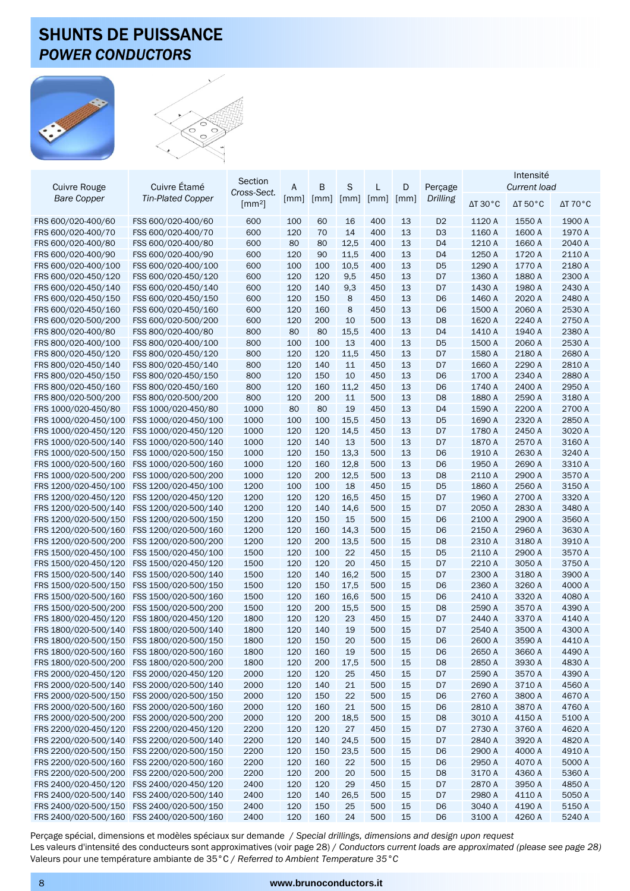# SHUNTS DE PUISSANCE
## *POWER CONDUCTORS*

| Cuivre Rouge *Bare Copper* | Cuivre Étamé *Tin-Plated Copper* | Section *Cross-Sect.* [mm²] | A [mm] | B [mm] | S [mm] | L [mm] | D [mm] | Perçage *Drilling* | Intensité *Current load* | | |
|---|---|---|---|---|---|---|---|---|---|---|---|
| | | | | | | | | | ΔT 30°C | ΔT 50°C | ΔT 70°C |
| FRS 600/020-400/60 | FSS 600/020-400/60 | 600 | 100 | 60 | 16 | 400 | 13 | D2 | 1120 A | 1550 A | 1900 A |
| FRS 600/020-400/70 | FSS 600/020-400/70 | 600 | 120 | 70 | 14 | 400 | 13 | D3 | 1160 A | 1600 A | 1970 A |
| FRS 600/020-400/80 | FSS 600/020-400/80 | 600 | 80 | 80 | 12,5 | 400 | 13 | D4 | 1210 A | 1660 A | 2040 A |
| FRS 600/020-400/90 | FSS 600/020-400/90 | 600 | 120 | 90 | 11,5 | 400 | 13 | D4 | 1250 A | 1720 A | 2110 A |
| FRS 600/020-400/100 | FSS 600/020-400/100 | 600 | 100 | 100 | 10,5 | 400 | 13 | D5 | 1290 A | 1770 A | 2180 A |
| FRS 600/020-450/120 | FSS 600/020-450/120 | 600 | 120 | 120 | 9,5 | 450 | 13 | D7 | 1360 A | 1880 A | 2300 A |
| FRS 600/020-450/140 | FSS 600/020-450/140 | 600 | 120 | 140 | 9,3 | 450 | 13 | D7 | 1430 A | 1980 A | 2430 A |
| FRS 600/020-450/150 | FSS 600/020-450/150 | 600 | 120 | 150 | 8 | 450 | 13 | D6 | 1460 A | 2020 A | 2480 A |
| FRS 600/020-450/160 | FSS 600/020-450/160 | 600 | 120 | 160 | 8 | 450 | 13 | D6 | 1500 A | 2060 A | 2530 A |
| FRS 600/020-500/200 | FSS 600/020-500/200 | 600 | 120 | 200 | 10 | 500 | 13 | D8 | 1620 A | 2240 A | 2750 A |
| FRS 800/020-400/80 | FSS 800/020-400/80 | 800 | 80 | 80 | 15,5 | 400 | 13 | D4 | 1410 A | 1940 A | 2380 A |
| FRS 800/020-400/100 | FSS 800/020-400/100 | 800 | 100 | 100 | 13 | 400 | 13 | D5 | 1500 A | 2060 A | 2530 A |
| FRS 800/020-450/120 | FSS 800/020-450/120 | 800 | 120 | 120 | 11,5 | 450 | 13 | D7 | 1580 A | 2180 A | 2680 A |
| FRS 800/020-450/140 | FSS 800/020-450/140 | 800 | 120 | 140 | 11 | 450 | 13 | D7 | 1660 A | 2290 A | 2810 A |
| FRS 800/020-450/150 | FSS 800/020-450/150 | 800 | 120 | 150 | 10 | 450 | 13 | D6 | 1700 A | 2340 A | 2880 A |
| FRS 800/020-450/160 | FSS 800/020-450/160 | 800 | 120 | 160 | 11,2 | 450 | 13 | D6 | 1740 A | 2400 A | 2950 A |
| FRS 800/020-500/200 | FSS 800/020-500/200 | 800 | 120 | 200 | 11 | 500 | 13 | D8 | 1880 A | 2590 A | 3180 A |
| FRS 1000/020-450/80 | FSS 1000/020-450/80 | 1000 | 80 | 80 | 19 | 450 | 13 | D4 | 1590 A | 2200 A | 2700 A |
| FRS 1000/020-450/100 | FSS 1000/020-450/100 | 1000 | 100 | 100 | 15,5 | 450 | 13 | D5 | 1690 A | 2320 A | 2850 A |
| FRS 1000/020-450/120 | FSS 1000/020-450/120 | 1000 | 120 | 120 | 14,5 | 450 | 13 | D7 | 1780 A | 2450 A | 3020 A |
| FRS 1000/020-500/140 | FSS 1000/020-500/140 | 1000 | 120 | 140 | 13 | 500 | 13 | D7 | 1870 A | 2570 A | 3160 A |
| FRS 1000/020-500/150 | FSS 1000/020-500/150 | 1000 | 120 | 150 | 13,3 | 500 | 13 | D6 | 1910 A | 2630 A | 3240 A |
| FRS 1000/020-500/160 | FSS 1000/020-500/160 | 1000 | 120 | 160 | 12,8 | 500 | 13 | D6 | 1950 A | 2690 A | 3310 A |
| FRS 1000/020-500/200 | FSS 1000/020-500/200 | 1000 | 120 | 200 | 12,5 | 500 | 13 | D8 | 2110 A | 2900 A | 3570 A |
| FRS 1200/020-450/100 | FSS 1200/020-450/100 | 1200 | 100 | 100 | 18 | 450 | 15 | D5 | 1860 A | 2560 A | 3150 A |
| FRS 1200/020-450/120 | FSS 1200/020-450/120 | 1200 | 120 | 120 | 16,5 | 450 | 15 | D7 | 1960 A | 2700 A | 3320 A |
| FRS 1200/020-500/140 | FSS 1200/020-500/140 | 1200 | 120 | 140 | 14,6 | 500 | 15 | D7 | 2050 A | 2830 A | 3480 A |
| FRS 1200/020-500/150 | FSS 1200/020-500/150 | 1200 | 120 | 150 | 15 | 500 | 15 | D6 | 2100 A | 2900 A | 3560 A |
| FRS 1200/020-500/160 | FSS 1200/020-500/160 | 1200 | 120 | 160 | 14,3 | 500 | 15 | D6 | 2150 A | 2960 A | 3630 A |
| FRS 1200/020-500/200 | FSS 1200/020-500/200 | 1200 | 120 | 200 | 13,5 | 500 | 15 | D8 | 2310 A | 3180 A | 3910 A |
| FRS 1500/020-450/100 | FSS 1500/020-450/100 | 1500 | 120 | 100 | 22 | 450 | 15 | D5 | 2110 A | 2900 A | 3570 A |
| FRS 1500/020-450/120 | FSS 1500/020-450/120 | 1500 | 120 | 120 | 20 | 450 | 15 | D7 | 2210 A | 3050 A | 3750 A |
| FRS 1500/020-500/140 | FSS 1500/020-500/140 | 1500 | 120 | 140 | 16,2 | 500 | 15 | D7 | 2300 A | 3180 A | 3900 A |
| FRS 1500/020-500/150 | FSS 1500/020-500/150 | 1500 | 120 | 150 | 17,5 | 500 | 15 | D6 | 2360 A | 3260 A | 4000 A |
| FRS 1500/020-500/160 | FSS 1500/020-500/160 | 1500 | 120 | 160 | 16,6 | 500 | 15 | D6 | 2410 A | 3320 A | 4080 A |
| FRS 1500/020-500/200 | FSS 1500/020-500/200 | 1500 | 120 | 200 | 15,5 | 500 | 15 | D8 | 2590 A | 3570 A | 4390 A |
| FRS 1800/020-450/120 | FSS 1800/020-450/120 | 1800 | 120 | 120 | 23 | 450 | 15 | D7 | 2440 A | 3370 A | 4140 A |
| FRS 1800/020-500/140 | FSS 1800/020-500/140 | 1800 | 120 | 140 | 19 | 500 | 15 | D7 | 2540 A | 3500 A | 4300 A |
| FRS 1800/020-500/150 | FSS 1800/020-500/150 | 1800 | 120 | 150 | 20 | 500 | 15 | D6 | 2600 A | 3590 A | 4410 A |
| FRS 1800/020-500/160 | FSS 1800/020-500/160 | 1800 | 120 | 160 | 19 | 500 | 15 | D6 | 2650 A | 3660 A | 4490 A |
| FRS 1800/020-500/200 | FSS 1800/020-500/200 | 1800 | 120 | 200 | 17,5 | 500 | 15 | D8 | 2850 A | 3930 A | 4830 A |
| FRS 2000/020-450/120 | FSS 2000/020-450/120 | 2000 | 120 | 120 | 25 | 450 | 15 | D7 | 2590 A | 3570 A | 4390 A |
| FRS 2000/020-500/140 | FSS 2000/020-500/140 | 2000 | 120 | 140 | 21 | 500 | 15 | D7 | 2690 A | 3710 A | 4560 A |
| FRS 2000/020-500/150 | FSS 2000/020-500/150 | 2000 | 120 | 150 | 22 | 500 | 15 | D6 | 2760 A | 3800 A | 4670 A |
| FRS 2000/020-500/160 | FSS 2000/020-500/160 | 2000 | 120 | 160 | 21 | 500 | 15 | D6 | 2810 A | 3870 A | 4760 A |
| FRS 2000/020-500/200 | FSS 2000/020-500/200 | 2000 | 120 | 200 | 18,5 | 500 | 15 | D8 | 3010 A | 4150 A | 5100 A |
| FRS 2200/020-450/120 | FSS 2200/020-450/120 | 2200 | 120 | 120 | 27 | 450 | 15 | D7 | 2730 A | 3760 A | 4620 A |
| FRS 2200/020-500/140 | FSS 2200/020-500/140 | 2200 | 120 | 140 | 24,5 | 500 | 15 | D7 | 2840 A | 3920 A | 4820 A |
| FRS 2200/020-500/150 | FSS 2200/020-500/150 | 2200 | 120 | 150 | 23,5 | 500 | 15 | D6 | 2900 A | 4000 A | 4910 A |
| FRS 2200/020-500/160 | FSS 2200/020-500/160 | 2200 | 120 | 160 | 22 | 500 | 15 | D6 | 2950 A | 4070 A | 5000 A |
| FRS 2200/020-500/200 | FSS 2200/020-500/200 | 2200 | 120 | 200 | 20 | 500 | 15 | D8 | 3170 A | 4360 A | 5360 A |
| FRS 2400/020-450/120 | FSS 2400/020-450/120 | 2400 | 120 | 120 | 29 | 450 | 15 | D7 | 2870 A | 3950 A | 4850 A |
| FRS 2400/020-500/140 | FSS 2400/020-500/140 | 2400 | 120 | 140 | 26,5 | 500 | 15 | D7 | 2980 A | 4110 A | 5050 A |
| FRS 2400/020-500/150 | FSS 2400/020-500/150 | 2400 | 120 | 150 | 25 | 500 | 15 | D6 | 3040 A | 4190 A | 5150 A |
| FRS 2400/020-500/160 | FSS 2400/020-500/160 | 2400 | 120 | 160 | 24 | 500 | 15 | D6 | 3100 A | 4260 A | 5240 A |

Perçage spécial, dimensions et modèles spéciaux sur demande / *Special drillings, dimensions and design upon request*

Les valeurs d'intensité des conducteurs sont approximatives (voir page 28) / *Conductors current loads are approximated (please see page 28)*

Valeurs pour une température ambiante de 35°C / *Referred to Ambient Temperature 35°C*

www.brunoconductors.it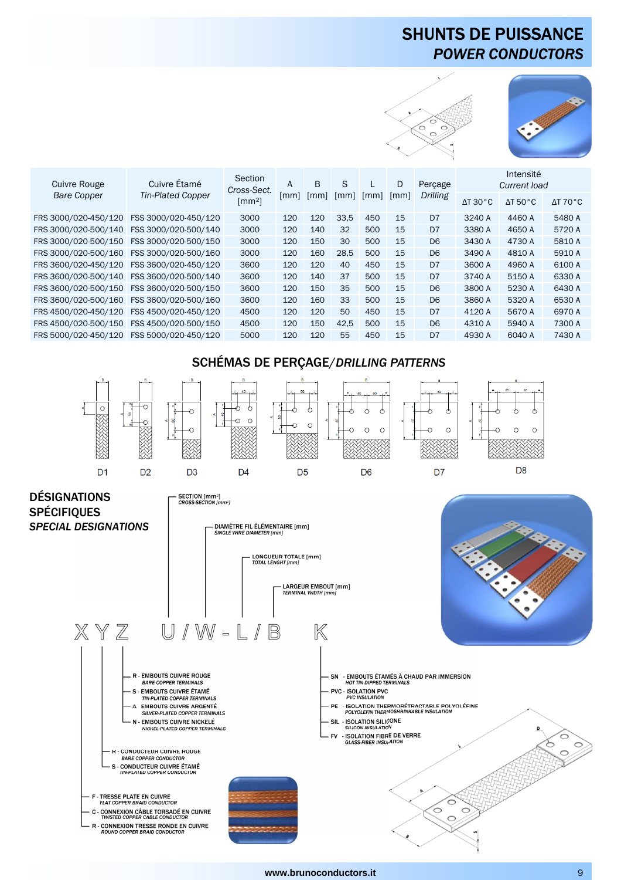# SHUNTS DE PUISSANCE
## *POWER CONDUCTORS*

| Cuivre Rouge *Bare Copper* | Cuivre Étamé *Tin-Plated Copper* | Section *Cross-Sect.* [mm²] | A [mm] | B [mm] | S [mm] | L [mm] | D [mm] | Perçage *Drilling* | Intensité *Current load* | | |
|---|---|---|---|---|---|---|---|---|---|---|---|
| | | | | | | | | | ΔT 30°C | ΔT 50°C | ΔT 70°C |
| FRS 3000/020-450/120 | FSS 3000/020-450/120 | 3000 | 120 | 120 | 33,5 | 450 | 15 | D7 | 3240 A | 4460 A | 5480 A |
| FRS 3000/020-500/140 | FSS 3000/020-500/140 | 3000 | 120 | 140 | 32 | 500 | 15 | D7 | 3380 A | 4650 A | 5720 A |
| FRS 3000/020-500/150 | FSS 3000/020-500/150 | 3000 | 120 | 150 | 30 | 500 | 15 | D6 | 3430 A | 4730 A | 5810 A |
| FRS 3000/020-500/160 | FSS 3000/020-500/160 | 3000 | 120 | 160 | 28,5 | 500 | 15 | D6 | 3490 A | 4810 A | 5910 A |
| FRS 3600/020-450/120 | FSS 3600/020-450/120 | 3600 | 120 | 120 | 40 | 450 | 15 | D7 | 3600 A | 4960 A | 6100 A |
| FRS 3600/020-500/140 | FSS 3600/020-500/140 | 3600 | 120 | 140 | 37 | 500 | 15 | D7 | 3740 A | 5150 A | 6330 A |
| FRS 3600/020-500/150 | FSS 3600/020-500/150 | 3600 | 120 | 150 | 35 | 500 | 15 | D6 | 3800 A | 5230 A | 6430 A |
| FRS 3600/020-500/160 | FSS 3600/020-500/160 | 3600 | 120 | 160 | 33 | 500 | 15 | D6 | 3860 A | 5320 A | 6530 A |
| FRS 4500/020-450/120 | FSS 4500/020-450/120 | 4500 | 120 | 120 | 50 | 450 | 15 | D7 | 4120 A | 5670 A | 6970 A |
| FRS 4500/020-500/150 | FSS 4500/020-500/150 | 4500 | 120 | 150 | 42,5 | 500 | 15 | D6 | 4310 A | 5940 A | 7300 A |
| FRS 5000/020-450/120 | FSS 5000/020-450/120 | 5000 | 120 | 120 | 55 | 450 | 15 | D7 | 4930 A | 6040 A | 7430 A |

## SCHÉMAS DE PERÇAGE/*DRILLING PATTERNS*

D1 D2 D3 D4 D5 D6 D7 D8

## DÉSIGNATIONS SPÉCIFIQUES
## *SPECIAL DESIGNATIONS*

X Y Z U / W - L / B K

- SECTION [mm²] — *CROSS-SECTION [mm²]*
- DIAMÈTRE FIL ÉLÉMENTAIRE [mm] — *SINGLE WIRE DIAMETER [mm]*
- LONGUEUR TOTALE [mm] — *TOTAL LENGHT [mm]*
- LARGEUR EMBOUT [mm] — *TERMINAL WIDTH [mm]*

Z:
- R - EMBOUTS CUIVRE ROUGE — *BARE COPPER TERMINALS*
- S - EMBOUTS CUIVRE ÉTAMÉ — *TIN-PLATED COPPER TERMINALS*
- A - EMBOUTS CUIVRE ARGENTÉ — *SILVER-PLATED COPPER TERMINALS*
- N - EMBOUTS CUIVRE NICKELÉ — *NICKEL-PLATED COPPER TERMINALS*

Y:
- R - CONDUCTEUR CUIVRE ROUGE — *BARE COPPER CONDUCTOR*
- S - CONDUCTEUR CUIVRE ÉTAMÉ — *TIN-PLATED COPPER CONDUCTOR*

X:
- F - TRESSE PLATE EN CUIVRE — *FLAT COPPER BRAID CONDUCTOR*
- C - CONNEXION CÂBLE TORSADÉ EN CUIVRE — *TWISTED COPPER CABLE CONDUCTOR*
- R - CONNEXION TRESSE RONDE EN CUIVRE — *ROUND COPPER BRAID CONDUCTOR*

K:
- SN - EMBOUTS ÉTAMÉS À CHAUD PAR IMMERSION — *HOT TIN DIPPED TERMINALS*
- PVC - ISOLATION PVC — *PVC INSULATION*
- PE - ISOLATION THERMORÉTRACTABLE POLYOLÉFINE — *POLYOLEFIN THERMOSHRINKABLE INSULATION*
- SIL - ISOLATION SILICONE — *SILICON INSULATION*
- FV - ISOLATION FIBRE DE VERRE — *GLASS-FIBER INSULATION*

www.brunoconductors.it